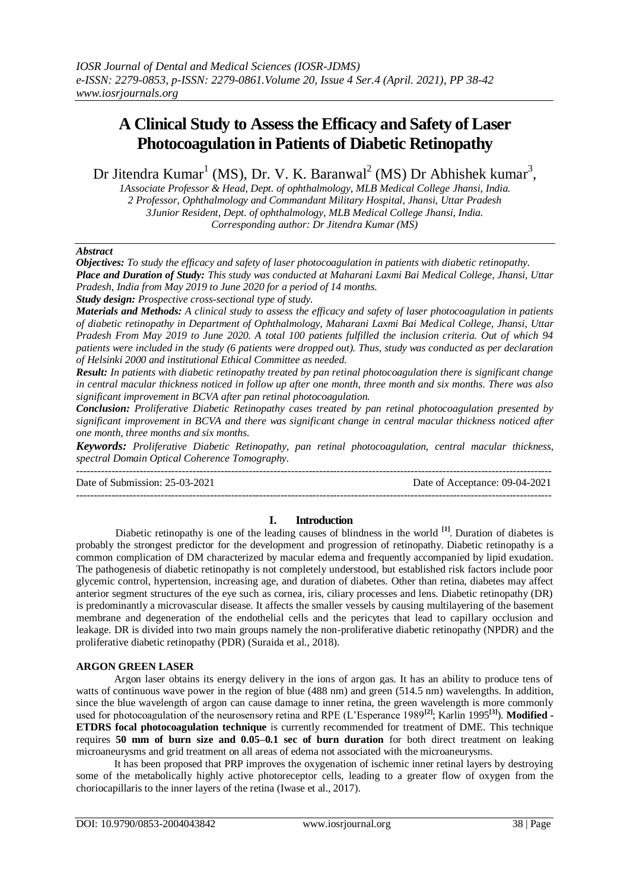# A Clinical Study to Assess the Efficacy and Safety of Laser Photocoagulation in Patients of Diabetic Retinopathy

Dr Jitendra Kumar[1] (MS), Dr. V. K. Baranwal[2] (MS) Dr Abhishek kumar[3],

*1Associate Professor & Head, Dept. of ophthalmology, MLB Medical College Jhansi, India.*
*2 Professor, Ophthalmology and Commandant Military Hospital, Jhansi, Uttar Pradesh*
*3Junior Resident, Dept. of ophthalmology, MLB Medical College Jhansi, India.*
*Corresponding author: Dr Jitendra Kumar (MS)*

***Abstract***

***Objectives:*** *To study the efficacy and safety of laser photocoagulation in patients with diabetic retinopathy.*

***Place and Duration of Study:*** *This study was conducted at Maharani Laxmi Bai Medical College, Jhansi, Uttar Pradesh, India from May 2019 to June 2020 for a period of 14 months.*

***Study design:*** *Prospective cross-sectional type of study.*

***Materials and Methods:*** *A clinical study to assess the efficacy and safety of laser photocoagulation in patients of diabetic retinopathy in Department of Ophthalmology, Maharani Laxmi Bai Medical College, Jhansi, Uttar Pradesh From May 2019 to June 2020. A total 100 patients fulfilled the inclusion criteria. Out of which 94 patients were included in the study (6 patients were dropped out). Thus, study was conducted as per declaration of Helsinki 2000 and institutional Ethical Committee as needed.*

***Result:*** *In patients with diabetic retinopathy treated by pan retinal photocoagulation there is significant change in central macular thickness noticed in follow up after one month, three month and six months. There was also significant improvement in BCVA after pan retinal photocoagulation.*

***Conclusion:*** *Proliferative Diabetic Retinopathy cases treated by pan retinal photocoagulation presented by significant improvement in BCVA and there was significant change in central macular thickness noticed after one month, three months and six months.*

***Keywords:*** *Proliferative Diabetic Retinopathy, pan retinal photocoagulation, central macular thickness, spectral Domain Optical Coherence Tomography.*

---

Date of Submission: 25-03-2021 Date of Acceptance: 09-04-2021

---

## I. Introduction

Diabetic retinopathy is one of the leading causes of blindness in the world [1]. Duration of diabetes is probably the strongest predictor for the development and progression of retinopathy. Diabetic retinopathy is a common complication of DM characterized by macular edema and frequently accompanied by lipid exudation. The pathogenesis of diabetic retinopathy is not completely understood, but established risk factors include poor glycemic control, hypertension, increasing age, and duration of diabetes. Other than retina, diabetes may affect anterior segment structures of the eye such as cornea, iris, ciliary processes and lens. Diabetic retinopathy (DR) is predominantly a microvascular disease. It affects the smaller vessels by causing multilayering of the basement membrane and degeneration of the endothelial cells and the pericytes that lead to capillary occlusion and leakage. DR is divided into two main groups namely the non-proliferative diabetic retinopathy (NPDR) and the proliferative diabetic retinopathy (PDR) (Suraida et al., 2018).

**ARGON GREEN LASER**

Argon laser obtains its energy delivery in the ions of argon gas. It has an ability to produce tens of watts of continuous wave power in the region of blue (488 nm) and green (514.5 nm) wavelengths. In addition, since the blue wavelength of argon can cause damage to inner retina, the green wavelength is more commonly used for photocoagulation of the neurosensory retina and RPE (L'Esperance 1989[2]; Karlin 1995[3]). **Modified - ETDRS focal photocoagulation technique** is currently recommended for treatment of DME. This technique requires **50 mm of burn size and 0.05–0.1 sec of burn duration** for both direct treatment on leaking microaneurysms and grid treatment on all areas of edema not associated with the microaneurysms.

It has been proposed that PRP improves the oxygenation of ischemic inner retinal layers by destroying some of the metabolically highly active photoreceptor cells, leading to a greater flow of oxygen from the choriocapillaris to the inner layers of the retina (Iwase et al., 2017).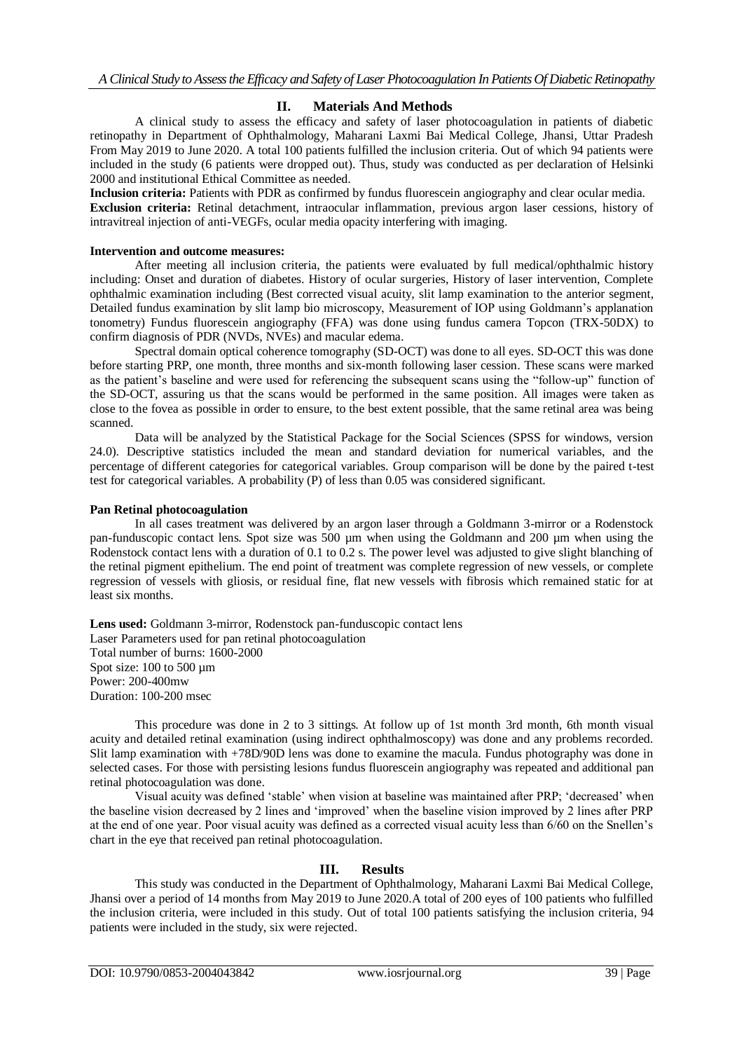## II. Materials And Methods

A clinical study to assess the efficacy and safety of laser photocoagulation in patients of diabetic retinopathy in Department of Ophthalmology, Maharani Laxmi Bai Medical College, Jhansi, Uttar Pradesh From May 2019 to June 2020. A total 100 patients fulfilled the inclusion criteria. Out of which 94 patients were included in the study (6 patients were dropped out). Thus, study was conducted as per declaration of Helsinki 2000 and institutional Ethical Committee as needed.

**Inclusion criteria:** Patients with PDR as confirmed by fundus fluorescein angiography and clear ocular media.

**Exclusion criteria:** Retinal detachment, intraocular inflammation, previous argon laser cessions, history of intravitreal injection of anti-VEGFs, ocular media opacity interfering with imaging.

**Intervention and outcome measures:**

After meeting all inclusion criteria, the patients were evaluated by full medical/ophthalmic history including: Onset and duration of diabetes. History of ocular surgeries, History of laser intervention, Complete ophthalmic examination including (Best corrected visual acuity, slit lamp examination to the anterior segment, Detailed fundus examination by slit lamp bio microscopy, Measurement of IOP using Goldmann's applanation tonometry) Fundus fluorescein angiography (FFA) was done using fundus camera Topcon (TRX-50DX) to confirm diagnosis of PDR (NVDs, NVEs) and macular edema.

Spectral domain optical coherence tomography (SD-OCT) was done to all eyes. SD-OCT this was done before starting PRP, one month, three months and six-month following laser cession. These scans were marked as the patient's baseline and were used for referencing the subsequent scans using the "follow-up" function of the SD-OCT, assuring us that the scans would be performed in the same position. All images were taken as close to the fovea as possible in order to ensure, to the best extent possible, that the same retinal area was being scanned.

Data will be analyzed by the Statistical Package for the Social Sciences (SPSS for windows, version 24.0). Descriptive statistics included the mean and standard deviation for numerical variables, and the percentage of different categories for categorical variables. Group comparison will be done by the paired t-test test for categorical variables. A probability (P) of less than 0.05 was considered significant.

**Pan Retinal photocoagulation**

In all cases treatment was delivered by an argon laser through a Goldmann 3-mirror or a Rodenstock pan-funduscopic contact lens. Spot size was 500 µm when using the Goldmann and 200 µm when using the Rodenstock contact lens with a duration of 0.1 to 0.2 s. The power level was adjusted to give slight blanching of the retinal pigment epithelium. The end point of treatment was complete regression of new vessels, or complete regression of vessels with gliosis, or residual fine, flat new vessels with fibrosis which remained static for at least six months.

**Lens used:** Goldmann 3-mirror, Rodenstock pan-funduscopic contact lens
Laser Parameters used for pan retinal photocoagulation
Total number of burns: 1600-2000
Spot size: 100 to 500 µm
Power: 200-400mw
Duration: 100-200 msec

This procedure was done in 2 to 3 sittings. At follow up of 1st month 3rd month, 6th month visual acuity and detailed retinal examination (using indirect ophthalmoscopy) was done and any problems recorded. Slit lamp examination with +78D/90D lens was done to examine the macula. Fundus photography was done in selected cases. For those with persisting lesions fundus fluorescein angiography was repeated and additional pan retinal photocoagulation was done.

Visual acuity was defined 'stable' when vision at baseline was maintained after PRP; 'decreased' when the baseline vision decreased by 2 lines and 'improved' when the baseline vision improved by 2 lines after PRP at the end of one year. Poor visual acuity was defined as a corrected visual acuity less than 6/60 on the Snellen's chart in the eye that received pan retinal photocoagulation.

## III. Results

This study was conducted in the Department of Ophthalmology, Maharani Laxmi Bai Medical College, Jhansi over a period of 14 months from May 2019 to June 2020.A total of 200 eyes of 100 patients who fulfilled the inclusion criteria, were included in this study. Out of total 100 patients satisfying the inclusion criteria, 94 patients were included in the study, six were rejected.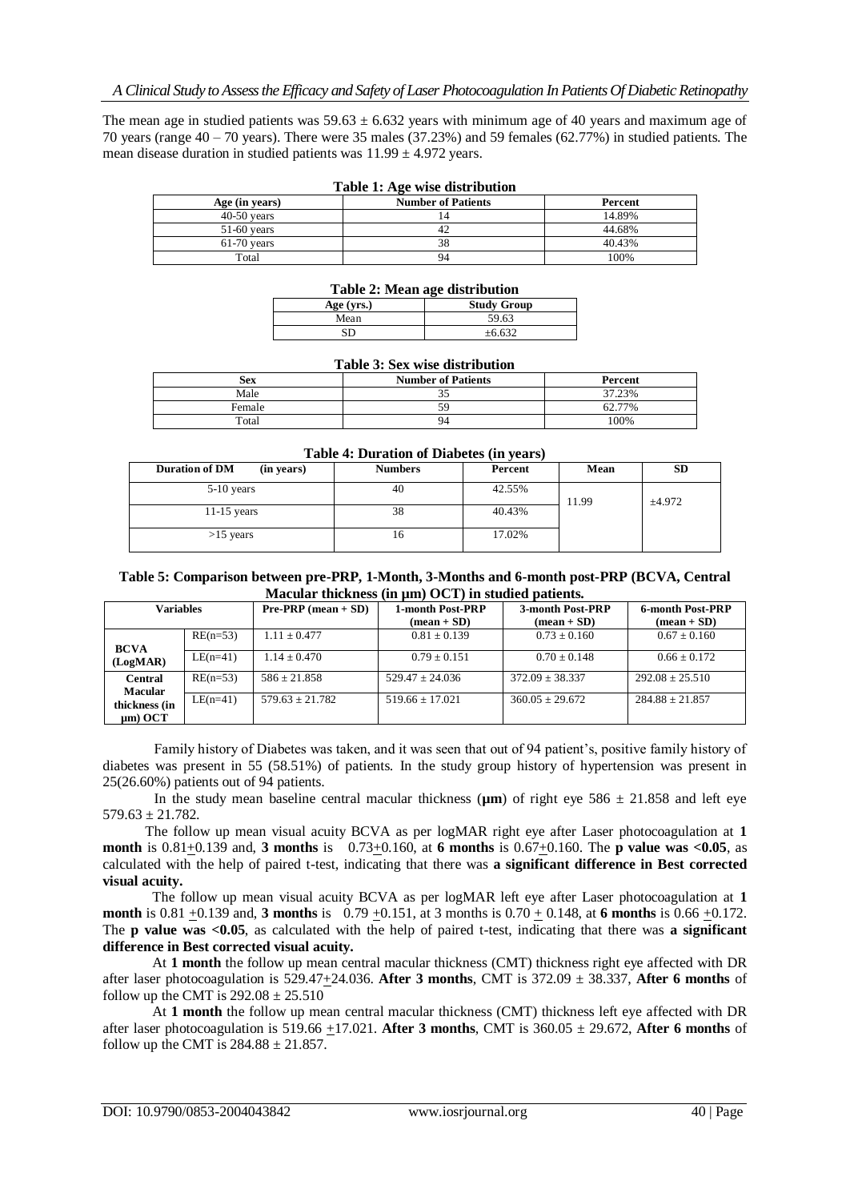The mean age in studied patients was 59.63 ± 6.632 years with minimum age of 40 years and maximum age of 70 years (range 40 – 70 years). There were 35 males (37.23%) and 59 females (62.77%) in studied patients. The mean disease duration in studied patients was 11.99 ± 4.972 years.

**Table 1: Age wise distribution**

| Age (in years) | Number of Patients | Percent |
|---|---|---|
| 40-50 years | 14 | 14.89% |
| 51-60 years | 42 | 44.68% |
| 61-70 years | 38 | 40.43% |
| Total | 94 | 100% |

**Table 2: Mean age distribution**

| Age (yrs.) | Study Group |
|---|---|
| Mean | 59.63 |
| SD | ±6.632 |

**Table 3: Sex wise distribution**

| Sex | Number of Patients | Percent |
|---|---|---|
| Male | 35 | 37.23% |
| Female | 59 | 62.77% |
| Total | 94 | 100% |

**Table 4: Duration of Diabetes (in years)**

| Duration of DM (in years) | Numbers | Percent | Mean | SD |
|---|---|---|---|---|
| 5-10 years | 40 | 42.55% | 11.99 | ±4.972 |
| 11-15 years | 38 | 40.43% | | |
| >15 years | 16 | 17.02% | | |

**Table 5: Comparison between pre-PRP, 1-Month, 3-Months and 6-month post-PRP (BCVA, Central Macular thickness (in µm) OCT) in studied patients.**

| Variables | | Pre-PRP (mean + SD) | 1-month Post-PRP (mean + SD) | 3-month Post-PRP (mean + SD) | 6-month Post-PRP (mean + SD) |
|---|---|---|---|---|---|
| BCVA (LogMAR) | RE(n=53) | 1.11 ± 0.477 | 0.81 ± 0.139 | 0.73 ± 0.160 | 0.67 ± 0.160 |
| | LE(n=41) | 1.14 ± 0.470 | 0.79 ± 0.151 | 0.70 ± 0.148 | 0.66 ± 0.172 |
| Central Macular thickness (in µm) OCT | RE(n=53) | 586 ± 21.858 | 529.47 ± 24.036 | 372.09 ± 38.337 | 292.08 ± 25.510 |
| | LE(n=41) | 579.63 ± 21.782 | 519.66 ± 17.021 | 360.05 ± 29.672 | 284.88 ± 21.857 |

Family history of Diabetes was taken, and it was seen that out of 94 patient's, positive family history of diabetes was present in 55 (58.51%) of patients. In the study group history of hypertension was present in 25(26.60%) patients out of 94 patients.

In the study mean baseline central macular thickness (**µm**) of right eye 586 ± 21.858 and left eye 579.63 ± 21.782.

The follow up mean visual acuity BCVA as per logMAR right eye after Laser photocoagulation at **1 month** is 0.81±0.139 and, **3 months** is 0.73±0.160, at **6 months** is 0.67±0.160. The **p value was <0.05**, as calculated with the help of paired t-test, indicating that there was **a significant difference in Best corrected visual acuity.**

The follow up mean visual acuity BCVA as per logMAR left eye after Laser photocoagulation at **1 month** is 0.81 ±0.139 and, **3 months** is 0.79 ±0.151, at 3 months is 0.70 ± 0.148, at **6 months** is 0.66 ±0.172. The **p value was <0.05**, as calculated with the help of paired t-test, indicating that there was **a significant difference in Best corrected visual acuity.**

At **1 month** the follow up mean central macular thickness (CMT) thickness right eye affected with DR after laser photocoagulation is 529.47±24.036. **After 3 months**, CMT is 372.09 ± 38.337, **After 6 months** of follow up the CMT is 292.08 ± 25.510

At **1 month** the follow up mean central macular thickness (CMT) thickness left eye affected with DR after laser photocoagulation is 519.66 ±17.021. **After 3 months**, CMT is 360.05 ± 29.672, **After 6 months** of follow up the CMT is 284.88 ± 21.857.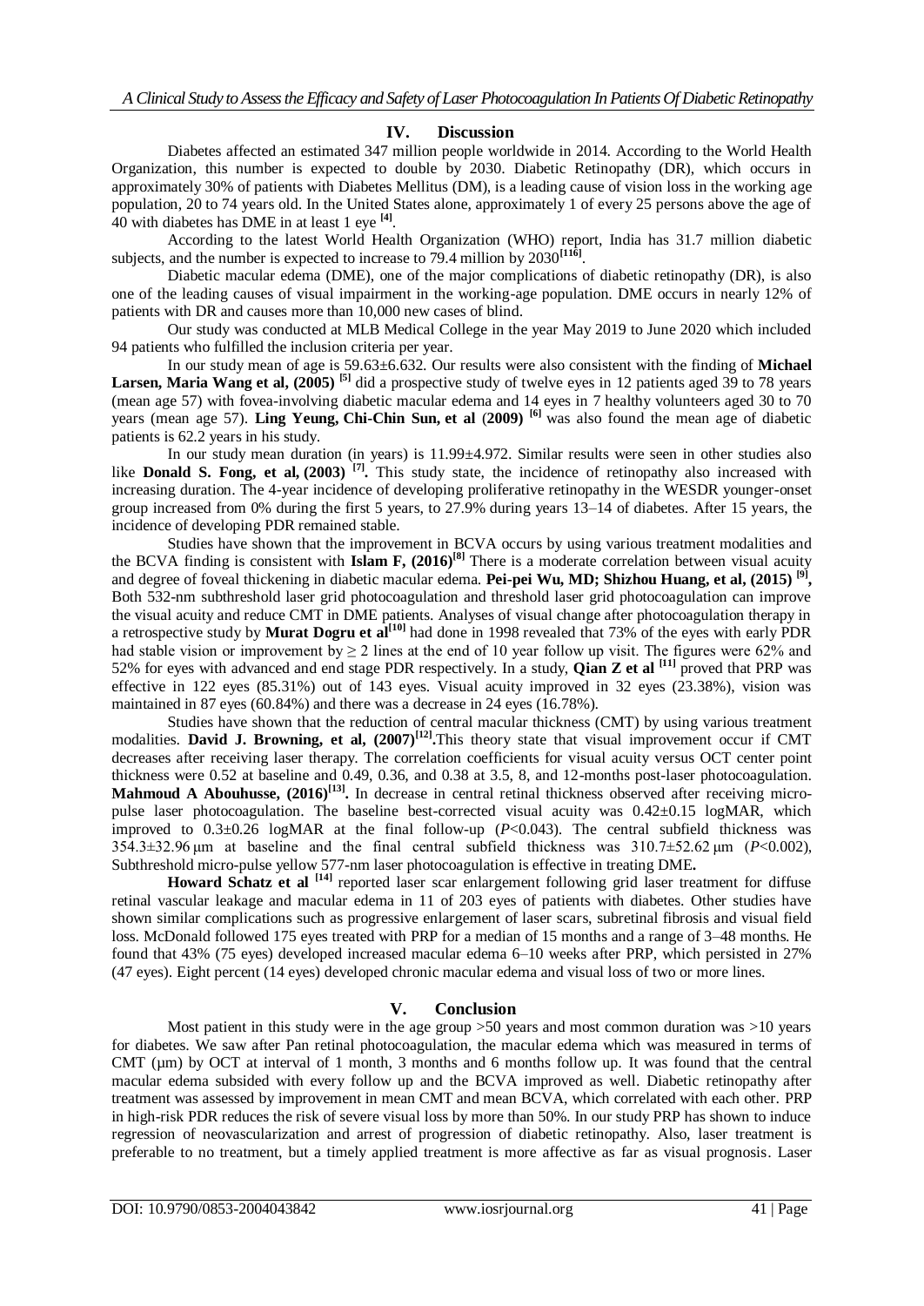## IV. Discussion

Diabetes affected an estimated 347 million people worldwide in 2014. According to the World Health Organization, this number is expected to double by 2030. Diabetic Retinopathy (DR), which occurs in approximately 30% of patients with Diabetes Mellitus (DM), is a leading cause of vision loss in the working age population, 20 to 74 years old. In the United States alone, approximately 1 of every 25 persons above the age of 40 with diabetes has DME in at least 1 eye [4].

According to the latest World Health Organization (WHO) report, India has 31.7 million diabetic subjects, and the number is expected to increase to 79.4 million by 2030[116].

Diabetic macular edema (DME), one of the major complications of diabetic retinopathy (DR), is also one of the leading causes of visual impairment in the working-age population. DME occurs in nearly 12% of patients with DR and causes more than 10,000 new cases of blind.

Our study was conducted at MLB Medical College in the year May 2019 to June 2020 which included 94 patients who fulfilled the inclusion criteria per year.

In our study mean of age is 59.63±6.632. Our results were also consistent with the finding of **Michael Larsen, Maria Wang et al, (2005)** [5] did a prospective study of twelve eyes in 12 patients aged 39 to 78 years (mean age 57) with fovea-involving diabetic macular edema and 14 eyes in 7 healthy volunteers aged 30 to 70 years (mean age 57). **Ling Yeung, Chi-Chin Sun, et al** (**2009**) [6] was also found the mean age of diabetic patients is 62.2 years in his study.

In our study mean duration (in years) is 11.99±4.972. Similar results were seen in other studies also like **Donald S. Fong, et al, (2003)** [7]**.** This study state, the incidence of retinopathy also increased with increasing duration. The 4-year incidence of developing proliferative retinopathy in the WESDR younger-onset group increased from 0% during the first 5 years, to 27.9% during years 13–14 of diabetes. After 15 years, the incidence of developing PDR remained stable.

Studies have shown that the improvement in BCVA occurs by using various treatment modalities and the BCVA finding is consistent with **Islam F, (2016)**[8] There is a moderate correlation between visual acuity and degree of foveal thickening in diabetic macular edema. **Pei-pei Wu, MD; Shizhou Huang, et al, (2015)** [9]**,** Both 532-nm subthreshold laser grid photocoagulation and threshold laser grid photocoagulation can improve the visual acuity and reduce CMT in DME patients. Analyses of visual change after photocoagulation therapy in a retrospective study by **Murat Dogru et al**[10] had done in 1998 revealed that 73% of the eyes with early PDR had stable vision or improvement by ≥ 2 lines at the end of 10 year follow up visit. The figures were 62% and 52% for eyes with advanced and end stage PDR respectively. In a study, **Qian Z et al** [11] proved that PRP was effective in 122 eyes (85.31%) out of 143 eyes. Visual acuity improved in 32 eyes (23.38%), vision was maintained in 87 eyes (60.84%) and there was a decrease in 24 eyes (16.78%).

Studies have shown that the reduction of central macular thickness (CMT) by using various treatment modalities. **David J. Browning, et al, (2007)**[12]**.**This theory state that visual improvement occur if CMT decreases after receiving laser therapy. The correlation coefficients for visual acuity versus OCT center point thickness were 0.52 at baseline and 0.49, 0.36, and 0.38 at 3.5, 8, and 12-months post-laser photocoagulation. **Mahmoud A Abouhusse, (2016)**[13]**.** In decrease in central retinal thickness observed after receiving micro-pulse laser photocoagulation. The baseline best-corrected visual acuity was 0.42±0.15 logMAR, which improved to 0.3±0.26 logMAR at the final follow-up (*P*<0.043). The central subfield thickness was 354.3±32.96 μm at baseline and the final central subfield thickness was 310.7±52.62 μm (*P*<0.002), Subthreshold micro-pulse yellow 577-nm laser photocoagulation is effective in treating DME**.**

**Howard Schatz et al** [14] reported laser scar enlargement following grid laser treatment for diffuse retinal vascular leakage and macular edema in 11 of 203 eyes of patients with diabetes. Other studies have shown similar complications such as progressive enlargement of laser scars, subretinal fibrosis and visual field loss. McDonald followed 175 eyes treated with PRP for a median of 15 months and a range of 3–48 months. He found that 43% (75 eyes) developed increased macular edema 6–10 weeks after PRP, which persisted in 27% (47 eyes). Eight percent (14 eyes) developed chronic macular edema and visual loss of two or more lines.

## V. Conclusion

Most patient in this study were in the age group >50 years and most common duration was >10 years for diabetes. We saw after Pan retinal photocoagulation, the macular edema which was measured in terms of CMT (µm) by OCT at interval of 1 month, 3 months and 6 months follow up. It was found that the central macular edema subsided with every follow up and the BCVA improved as well. Diabetic retinopathy after treatment was assessed by improvement in mean CMT and mean BCVA, which correlated with each other. PRP in high-risk PDR reduces the risk of severe visual loss by more than 50%. In our study PRP has shown to induce regression of neovascularization and arrest of progression of diabetic retinopathy. Also, laser treatment is preferable to no treatment, but a timely applied treatment is more affective as far as visual prognosis. Laser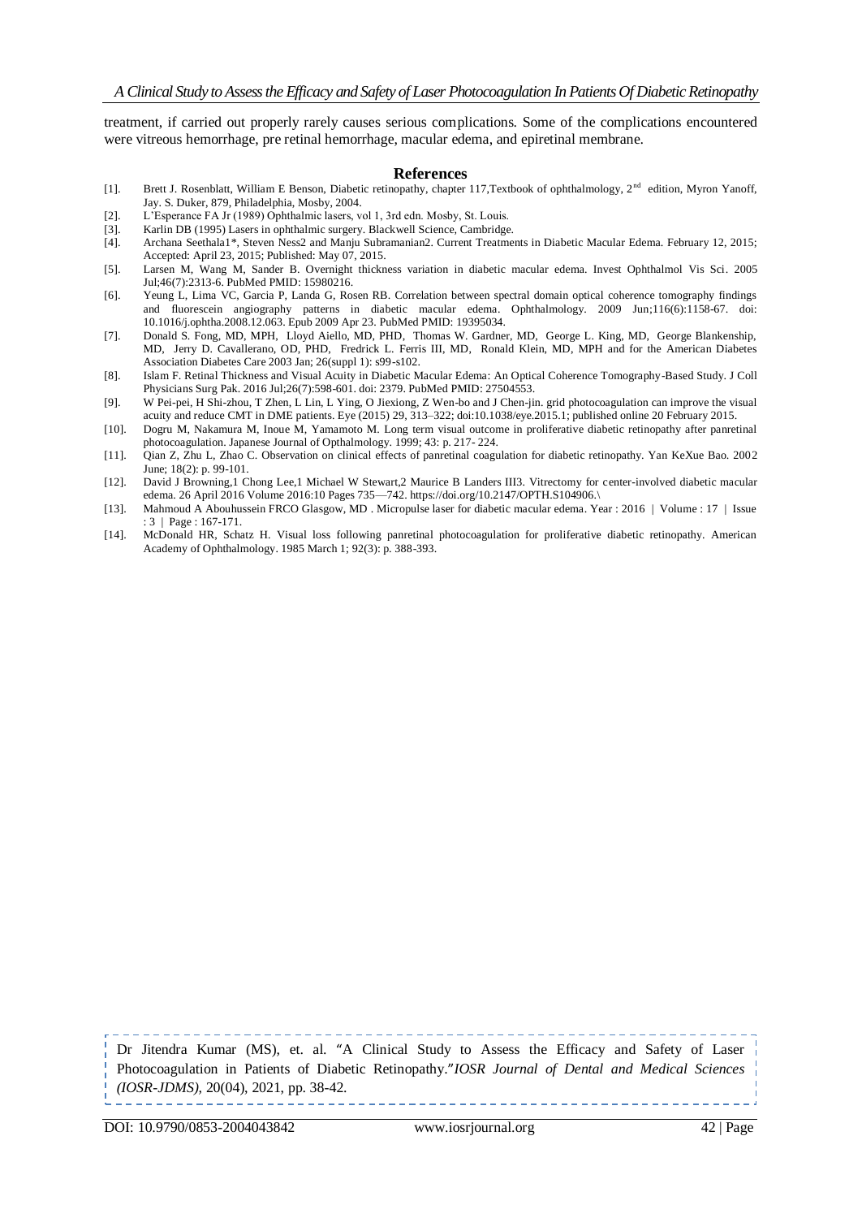treatment, if carried out properly rarely causes serious complications. Some of the complications encountered were vitreous hemorrhage, pre retinal hemorrhage, macular edema, and epiretinal membrane.

## References

[1]. Brett J. Rosenblatt, William E Benson, Diabetic retinopathy, chapter 117,Textbook of ophthalmology, 2nd edition, Myron Yanoff, Jay. S. Duker, 879, Philadelphia, Mosby, 2004.

[2]. L'Esperance FA Jr (1989) Ophthalmic lasers, vol 1, 3rd edn. Mosby, St. Louis.

[3]. Karlin DB (1995) Lasers in ophthalmic surgery. Blackwell Science, Cambridge.

[4]. Archana Seethala1*, Steven Ness2 and Manju Subramanian2. Current Treatments in Diabetic Macular Edema. February 12, 2015; Accepted: April 23, 2015; Published: May 07, 2015.

[5]. Larsen M, Wang M, Sander B. Overnight thickness variation in diabetic macular edema. Invest Ophthalmol Vis Sci. 2005 Jul;46(7):2313-6. PubMed PMID: 15980216.

[6]. Yeung L, Lima VC, Garcia P, Landa G, Rosen RB. Correlation between spectral domain optical coherence tomography findings and fluorescein angiography patterns in diabetic macular edema. Ophthalmology. 2009 Jun;116(6):1158-67. doi: 10.1016/j.ophtha.2008.12.063. Epub 2009 Apr 23. PubMed PMID: 19395034.

[7]. Donald S. Fong, MD, MPH, Lloyd Aiello, MD, PHD, Thomas W. Gardner, MD, George L. King, MD, George Blankenship, MD, Jerry D. Cavallerano, OD, PHD, Fredrick L. Ferris III, MD, Ronald Klein, MD, MPH and for the American Diabetes Association Diabetes Care 2003 Jan; 26(suppl 1): s99-s102.

[8]. Islam F. Retinal Thickness and Visual Acuity in Diabetic Macular Edema: An Optical Coherence Tomography-Based Study. J Coll Physicians Surg Pak. 2016 Jul;26(7):598-601. doi: 2379. PubMed PMID: 27504553.

[9]. W Pei-pei, H Shi-zhou, T Zhen, L Lin, L Ying, O Jiexiong, Z Wen-bo and J Chen-jin. grid photocoagulation can improve the visual acuity and reduce CMT in DME patients. Eye (2015) 29, 313–322; doi:10.1038/eye.2015.1; published online 20 February 2015.

[10]. Dogru M, Nakamura M, Inoue M, Yamamoto M. Long term visual outcome in proliferative diabetic retinopathy after panretinal photocoagulation. Japanese Journal of Opthalmology. 1999; 43: p. 217- 224.

[11]. Qian Z, Zhu L, Zhao C. Observation on clinical effects of panretinal coagulation for diabetic retinopathy. Yan KeXue Bao. 2002 June; 18(2): p. 99-101.

[12]. David J Browning,1 Chong Lee,1 Michael W Stewart,2 Maurice B Landers III3. Vitrectomy for center-involved diabetic macular edema. 26 April 2016 Volume 2016:10 Pages 735—742. https://doi.org/10.2147/OPTH.S104906.\

[13]. Mahmoud A Abouhussein FRCO Glasgow, MD . Micropulse laser for diabetic macular edema. Year : 2016 | Volume : 17 | Issue : 3 | Page : 167-171.

[14]. McDonald HR, Schatz H. Visual loss following panretinal photocoagulation for proliferative diabetic retinopathy. American Academy of Ophthalmology. 1985 March 1; 92(3): p. 388-393.

Dr Jitendra Kumar (MS), et. al. "A Clinical Study to Assess the Efficacy and Safety of Laser Photocoagulation in Patients of Diabetic Retinopathy."*IOSR Journal of Dental and Medical Sciences (IOSR-JDMS),* 20(04), 2021, pp. 38-42.